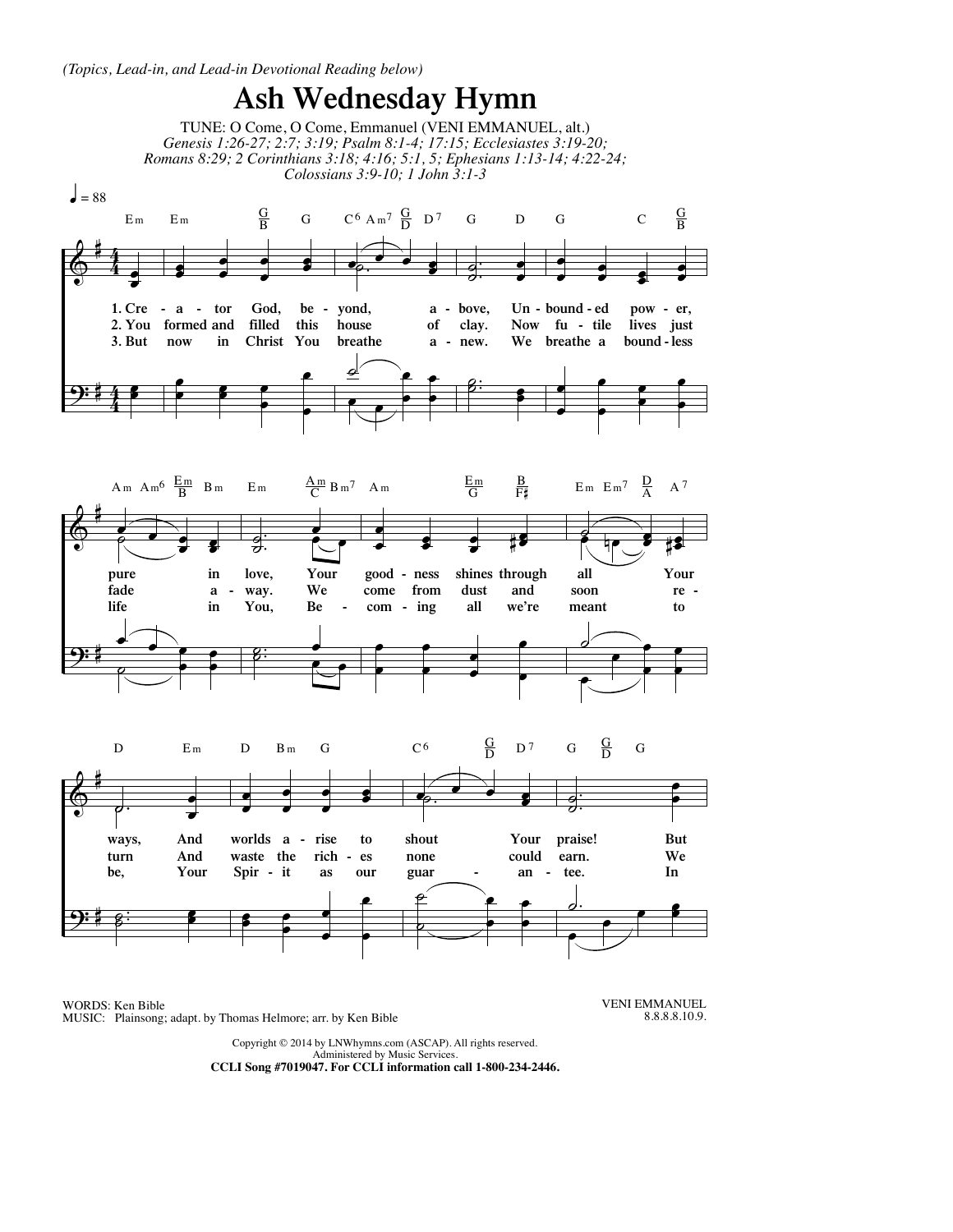*(Topics, Lead-in, and Lead-in Devotional Reading below)*

# Ash Wednesday Hymn

TUNE: O Come, O Come, Emmanuel (VENI EMMANUEL, alt.)
*Genesis 1:26-27; 2:7; 3:19; Psalm 8:1-4; 17:15; Ecclesiastes 3:19-20; Romans 8:29; 2 Corinthians 3:18; 4:16; 5:1, 5; Ephesians 1:13-14; 4:22-24; Colossians 3:9-10; 1 John 3:1-3*

1. Creator God, beyond, above, Unbounded power, pure in love, Your goodness shines through all Your ways, And worlds arise to shout Your praise! But
2. You formed and filled this house of clay. Now futile lives just fade away. We come from dust and soon return And waste the riches none could earn. We
3. But now in Christ You breathe anew. We breathe a boundless life in You, Becoming all we're meant to be, Your Spirit as our guarantee. In

WORDS: Ken Bible
MUSIC: Plainsong; adapt. by Thomas Helmore; arr. by Ken Bible

VENI EMMANUEL
8.8.8.8.10.9.

Copyright © 2014 by LNWhymns.com (ASCAP). All rights reserved.
Administered by Music Services.
**CCLI Song #7019047. For CCLI information call 1-800-234-2446.**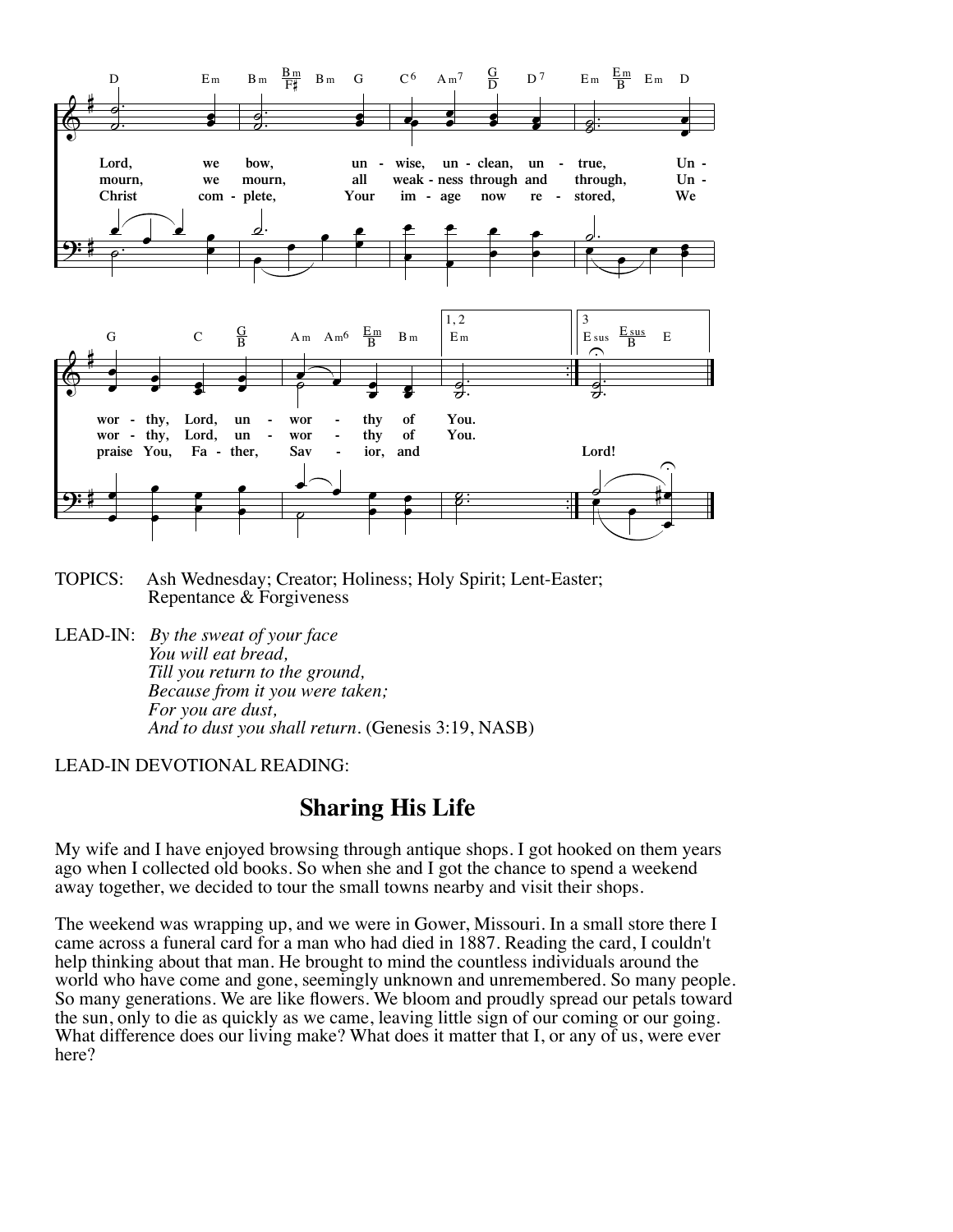Lord, we bow, un - wise, un - clean, un - true, Un - wor - thy, Lord, un - wor - thy of You.
mourn, we mourn, all weak - ness through and through, Un - wor - thy, Lord, un - wor - thy of You.
Christ com - plete, Your im - age now re - stored, We praise You, Fa - ther, Sav - ior, and Lord!

TOPICS: Ash Wednesday; Creator; Holiness; Holy Spirit; Lent-Easter; Repentance & Forgiveness

LEAD-IN: *By the sweat of your face*
*You will eat bread,*
*Till you return to the ground,*
*Because from it you were taken;*
*For you are dust,*
*And to dust you shall return.* (Genesis 3:19, NASB)

LEAD-IN DEVOTIONAL READING:

## Sharing His Life

My wife and I have enjoyed browsing through antique shops. I got hooked on them years ago when I collected old books. So when she and I got the chance to spend a weekend away together, we decided to tour the small towns nearby and visit their shops.

The weekend was wrapping up, and we were in Gower, Missouri. In a small store there I came across a funeral card for a man who had died in 1887. Reading the card, I couldn't help thinking about that man. He brought to mind the countless individuals around the world who have come and gone, seemingly unknown and unremembered. So many people. So many generations. We are like flowers. We bloom and proudly spread our petals toward the sun, only to die as quickly as we came, leaving little sign of our coming or our going. What difference does our living make? What does it matter that I, or any of us, were ever here?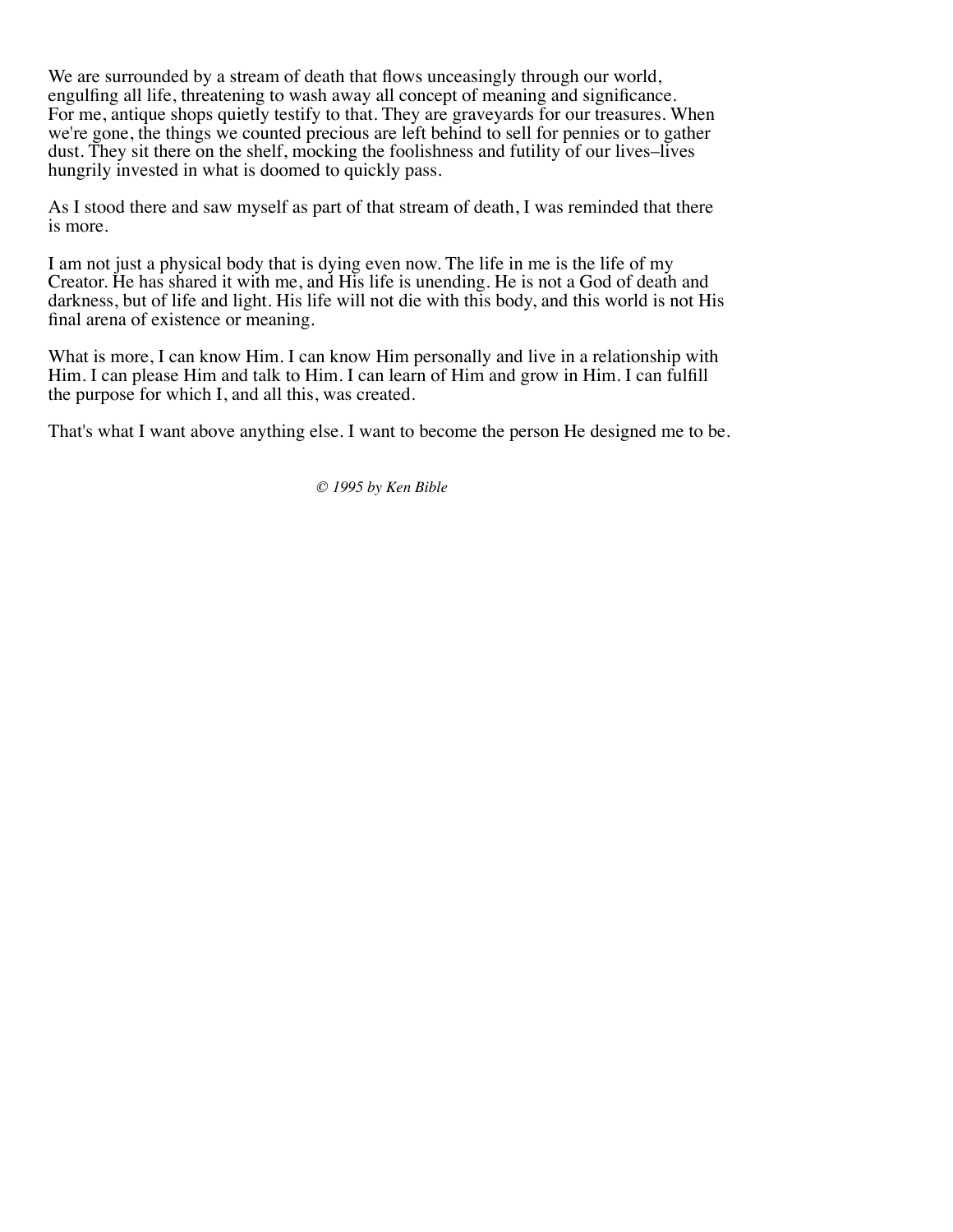We are surrounded by a stream of death that flows unceasingly through our world, engulfing all life, threatening to wash away all concept of meaning and significance. For me, antique shops quietly testify to that. They are graveyards for our treasures. When we're gone, the things we counted precious are left behind to sell for pennies or to gather dust. They sit there on the shelf, mocking the foolishness and futility of our lives–lives hungrily invested in what is doomed to quickly pass.

As I stood there and saw myself as part of that stream of death, I was reminded that there is more.

I am not just a physical body that is dying even now. The life in me is the life of my Creator. He has shared it with me, and His life is unending. He is not a God of death and darkness, but of life and light. His life will not die with this body, and this world is not His final arena of existence or meaning.

What is more, I can know Him. I can know Him personally and live in a relationship with Him. I can please Him and talk to Him. I can learn of Him and grow in Him. I can fulfill the purpose for which I, and all this, was created.

That's what I want above anything else. I want to become the person He designed me to be.

*© 1995 by Ken Bible*